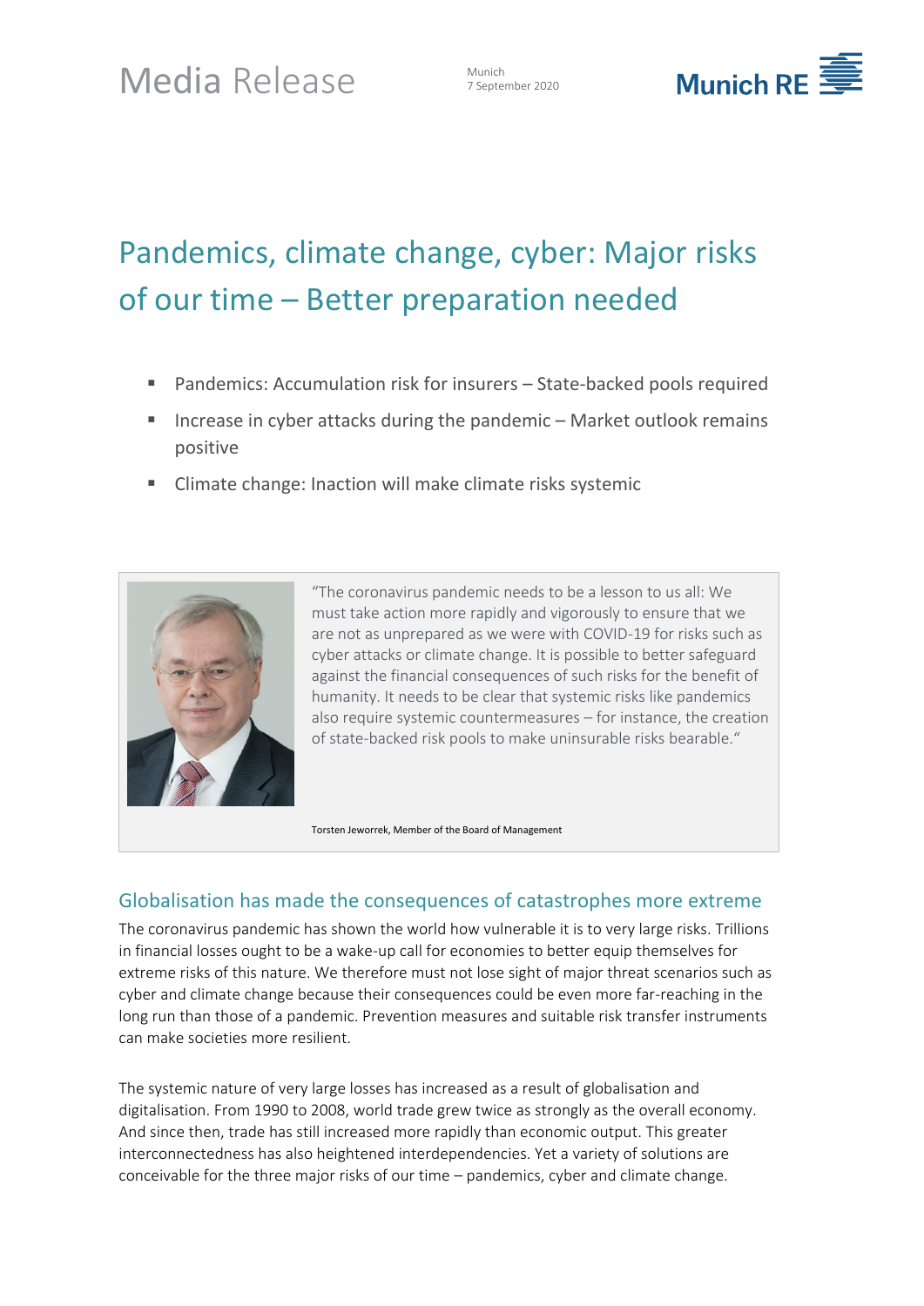Media Release

Munich
7 September 2020

Munich RE

# Pandemics, climate change, cyber: Major risks of our time – Better preparation needed

- Pandemics: Accumulation risk for insurers – State-backed pools required
- Increase in cyber attacks during the pandemic – Market outlook remains positive
- Climate change: Inaction will make climate risks systemic

"The coronavirus pandemic needs to be a lesson to us all: We must take action more rapidly and vigorously to ensure that we are not as unprepared as we were with COVID-19 for risks such as cyber attacks or climate change. It is possible to better safeguard against the financial consequences of such risks for the benefit of humanity. It needs to be clear that systemic risks like pandemics also require systemic countermeasures – for instance, the creation of state-backed risk pools to make uninsurable risks bearable."

Torsten Jeworrek, Member of the Board of Management

## Globalisation has made the consequences of catastrophes more extreme

The coronavirus pandemic has shown the world how vulnerable it is to very large risks. Trillions in financial losses ought to be a wake-up call for economies to better equip themselves for extreme risks of this nature. We therefore must not lose sight of major threat scenarios such as cyber and climate change because their consequences could be even more far-reaching in the long run than those of a pandemic. Prevention measures and suitable risk transfer instruments can make societies more resilient.

The systemic nature of very large losses has increased as a result of globalisation and digitalisation. From 1990 to 2008, world trade grew twice as strongly as the overall economy. And since then, trade has still increased more rapidly than economic output. This greater interconnectedness has also heightened interdependencies. Yet a variety of solutions are conceivable for the three major risks of our time – pandemics, cyber and climate change.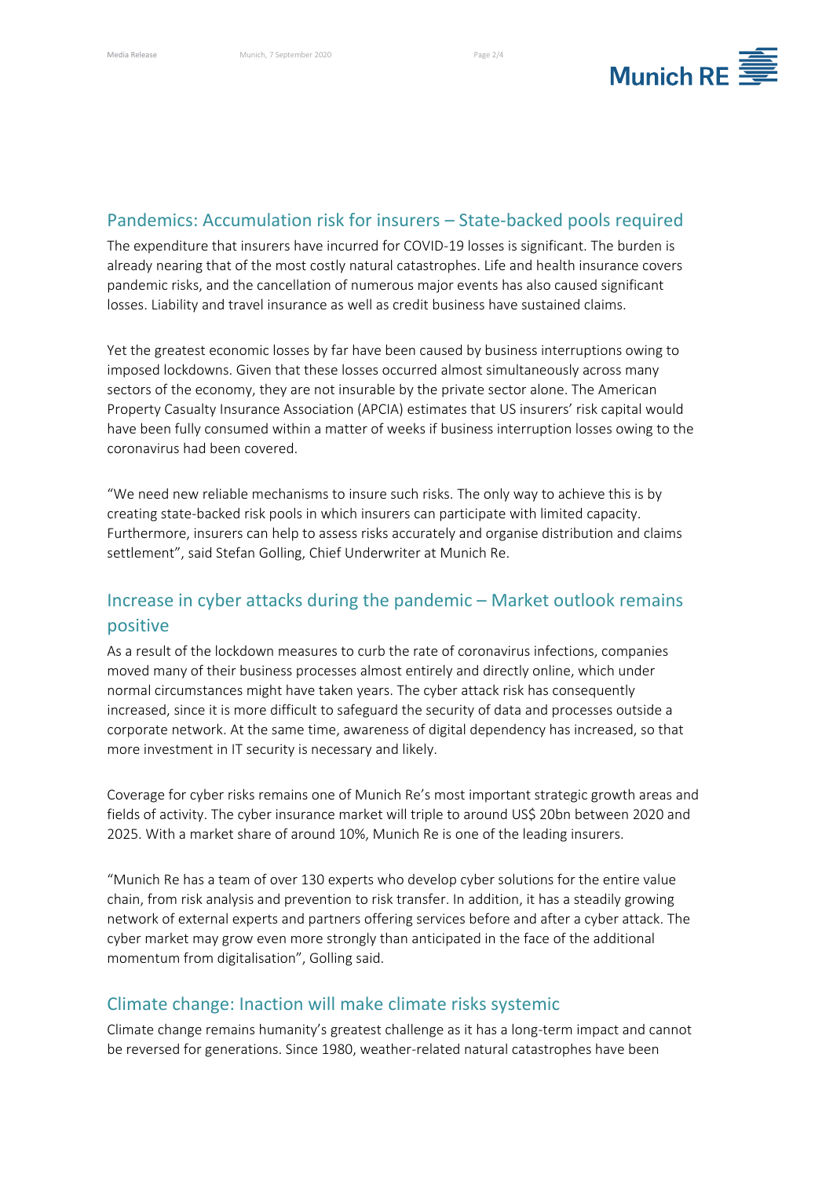## Pandemics: Accumulation risk for insurers – State-backed pools required

The expenditure that insurers have incurred for COVID-19 losses is significant. The burden is already nearing that of the most costly natural catastrophes. Life and health insurance covers pandemic risks, and the cancellation of numerous major events has also caused significant losses. Liability and travel insurance as well as credit business have sustained claims.

Yet the greatest economic losses by far have been caused by business interruptions owing to imposed lockdowns. Given that these losses occurred almost simultaneously across many sectors of the economy, they are not insurable by the private sector alone. The American Property Casualty Insurance Association (APCIA) estimates that US insurers' risk capital would have been fully consumed within a matter of weeks if business interruption losses owing to the coronavirus had been covered.

"We need new reliable mechanisms to insure such risks. The only way to achieve this is by creating state-backed risk pools in which insurers can participate with limited capacity. Furthermore, insurers can help to assess risks accurately and organise distribution and claims settlement", said Stefan Golling, Chief Underwriter at Munich Re.

## Increase in cyber attacks during the pandemic – Market outlook remains positive

As a result of the lockdown measures to curb the rate of coronavirus infections, companies moved many of their business processes almost entirely and directly online, which under normal circumstances might have taken years. The cyber attack risk has consequently increased, since it is more difficult to safeguard the security of data and processes outside a corporate network. At the same time, awareness of digital dependency has increased, so that more investment in IT security is necessary and likely.

Coverage for cyber risks remains one of Munich Re's most important strategic growth areas and fields of activity. The cyber insurance market will triple to around US$ 20bn between 2020 and 2025. With a market share of around 10%, Munich Re is one of the leading insurers.

"Munich Re has a team of over 130 experts who develop cyber solutions for the entire value chain, from risk analysis and prevention to risk transfer. In addition, it has a steadily growing network of external experts and partners offering services before and after a cyber attack. The cyber market may grow even more strongly than anticipated in the face of the additional momentum from digitalisation", Golling said.

## Climate change: Inaction will make climate risks systemic

Climate change remains humanity's greatest challenge as it has a long-term impact and cannot be reversed for generations. Since 1980, weather-related natural catastrophes have been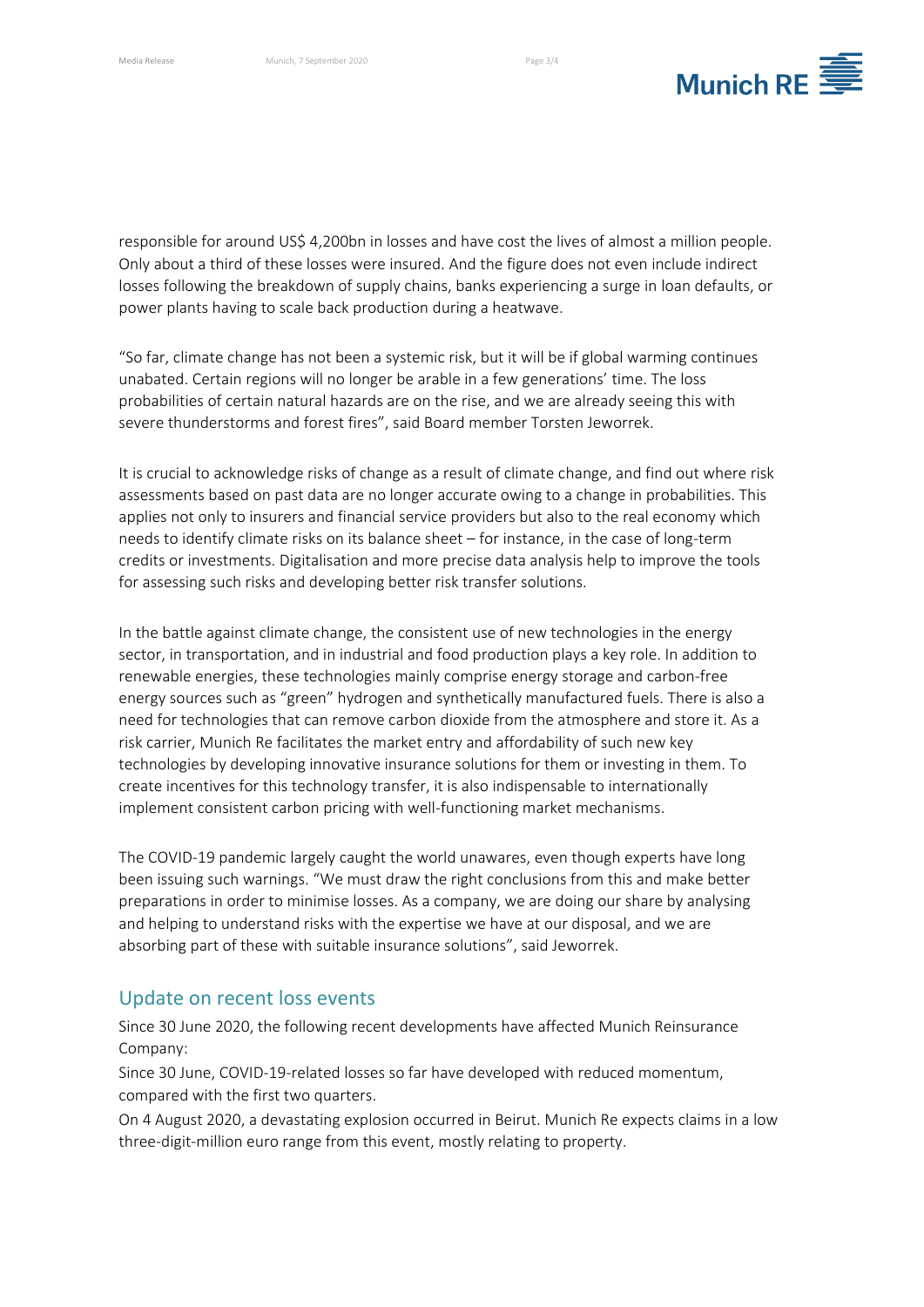responsible for around US$ 4,200bn in losses and have cost the lives of almost a million people. Only about a third of these losses were insured. And the figure does not even include indirect losses following the breakdown of supply chains, banks experiencing a surge in loan defaults, or power plants having to scale back production during a heatwave.

"So far, climate change has not been a systemic risk, but it will be if global warming continues unabated. Certain regions will no longer be arable in a few generations' time. The loss probabilities of certain natural hazards are on the rise, and we are already seeing this with severe thunderstorms and forest fires", said Board member Torsten Jeworrek.

It is crucial to acknowledge risks of change as a result of climate change, and find out where risk assessments based on past data are no longer accurate owing to a change in probabilities. This applies not only to insurers and financial service providers but also to the real economy which needs to identify climate risks on its balance sheet – for instance, in the case of long-term credits or investments. Digitalisation and more precise data analysis help to improve the tools for assessing such risks and developing better risk transfer solutions.

In the battle against climate change, the consistent use of new technologies in the energy sector, in transportation, and in industrial and food production plays a key role. In addition to renewable energies, these technologies mainly comprise energy storage and carbon-free energy sources such as "green" hydrogen and synthetically manufactured fuels. There is also a need for technologies that can remove carbon dioxide from the atmosphere and store it. As a risk carrier, Munich Re facilitates the market entry and affordability of such new key technologies by developing innovative insurance solutions for them or investing in them. To create incentives for this technology transfer, it is also indispensable to internationally implement consistent carbon pricing with well-functioning market mechanisms.

The COVID-19 pandemic largely caught the world unawares, even though experts have long been issuing such warnings. "We must draw the right conclusions from this and make better preparations in order to minimise losses. As a company, we are doing our share by analysing and helping to understand risks with the expertise we have at our disposal, and we are absorbing part of these with suitable insurance solutions", said Jeworrek.

## Update on recent loss events

Since 30 June 2020, the following recent developments have affected Munich Reinsurance Company:

Since 30 June, COVID-19-related losses so far have developed with reduced momentum, compared with the first two quarters.

On 4 August 2020, a devastating explosion occurred in Beirut. Munich Re expects claims in a low three-digit-million euro range from this event, mostly relating to property.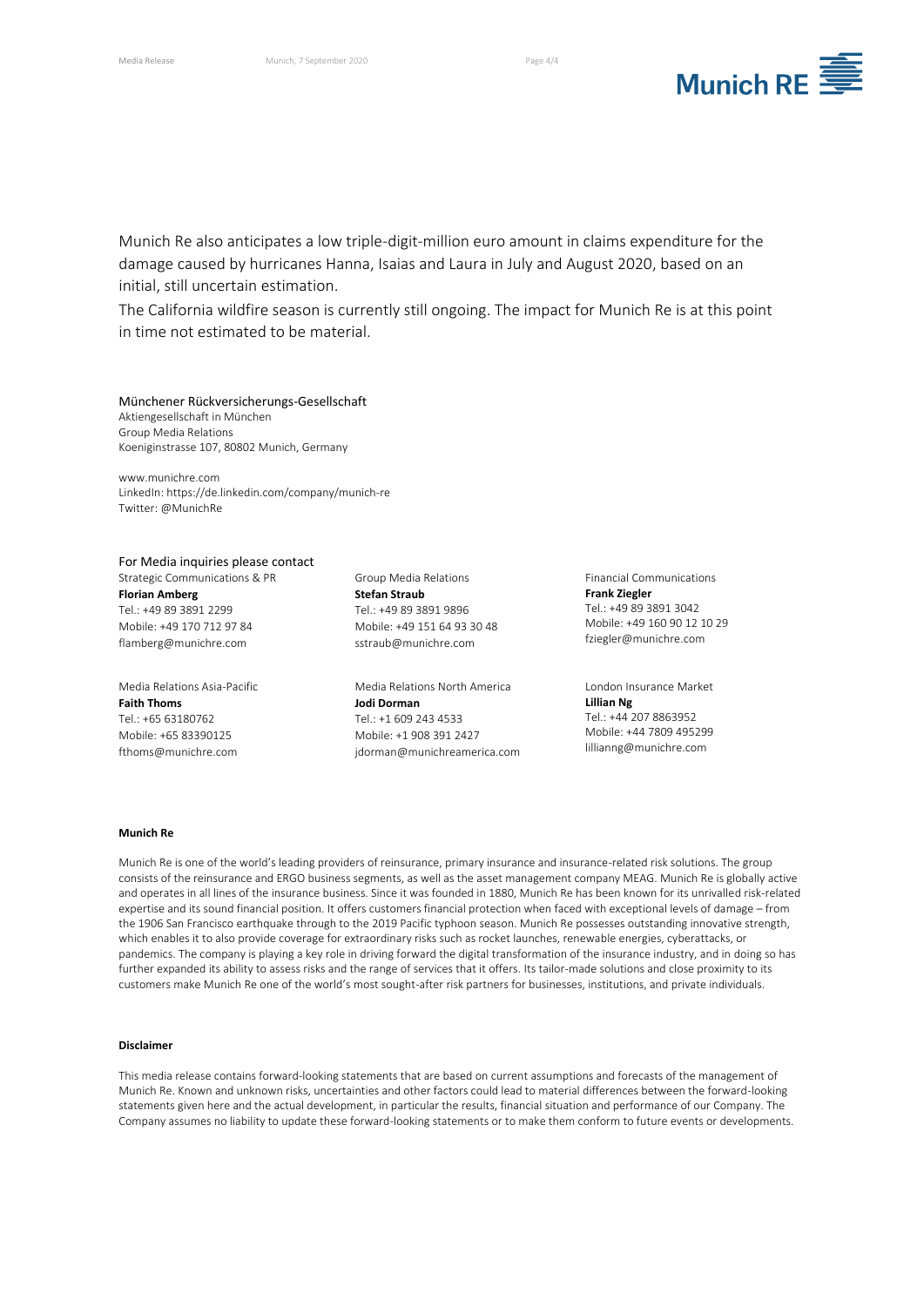Munich Re also anticipates a low triple-digit-million euro amount in claims expenditure for the damage caused by hurricanes Hanna, Isaias and Laura in July and August 2020, based on an initial, still uncertain estimation.

The California wildfire season is currently still ongoing. The impact for Munich Re is at this point in time not estimated to be material.

Münchener Rückversicherungs-Gesellschaft
Aktiengesellschaft in München
Group Media Relations
Koeniginstrasse 107, 80802 Munich, Germany

www.munichre.com
LinkedIn: https://de.linkedin.com/company/munich-re
Twitter: @MunichRe

For Media inquiries please contact

Strategic Communications & PR
**Florian Amberg**
Tel.: +49 89 3891 2299
Mobile: +49 170 712 97 84
flamberg@munichre.com

Group Media Relations
**Stefan Straub**
Tel.: +49 89 3891 9896
Mobile: +49 151 64 93 30 48
sstraub@munichre.com

Financial Communications
**Frank Ziegler**
Tel.: +49 89 3891 3042
Mobile: +49 160 90 12 10 29
fziegler@munichre.com

Media Relations Asia-Pacific
**Faith Thoms**
Tel.: +65 63180762
Mobile: +65 83390125
fthoms@munichre.com

Media Relations North America
**Jodi Dorman**
Tel.: +1 609 243 4533
Mobile: +1 908 391 2427
jdorman@munichreamerica.com

London Insurance Market
**Lillian Ng**
Tel.: +44 207 8863952
Mobile: +44 7809 495299
lillianng@munichre.com

**Munich Re**

Munich Re is one of the world's leading providers of reinsurance, primary insurance and insurance-related risk solutions. The group consists of the reinsurance and ERGO business segments, as well as the asset management company MEAG. Munich Re is globally active and operates in all lines of the insurance business. Since it was founded in 1880, Munich Re has been known for its unrivalled risk-related expertise and its sound financial position. It offers customers financial protection when faced with exceptional levels of damage – from the 1906 San Francisco earthquake through to the 2019 Pacific typhoon season. Munich Re possesses outstanding innovative strength, which enables it to also provide coverage for extraordinary risks such as rocket launches, renewable energies, cyberattacks, or pandemics. The company is playing a key role in driving forward the digital transformation of the insurance industry, and in doing so has further expanded its ability to assess risks and the range of services that it offers. Its tailor-made solutions and close proximity to its customers make Munich Re one of the world's most sought-after risk partners for businesses, institutions, and private individuals.

**Disclaimer**

This media release contains forward-looking statements that are based on current assumptions and forecasts of the management of Munich Re. Known and unknown risks, uncertainties and other factors could lead to material differences between the forward-looking statements given here and the actual development, in particular the results, financial situation and performance of our Company. The Company assumes no liability to update these forward-looking statements or to make them conform to future events or developments.